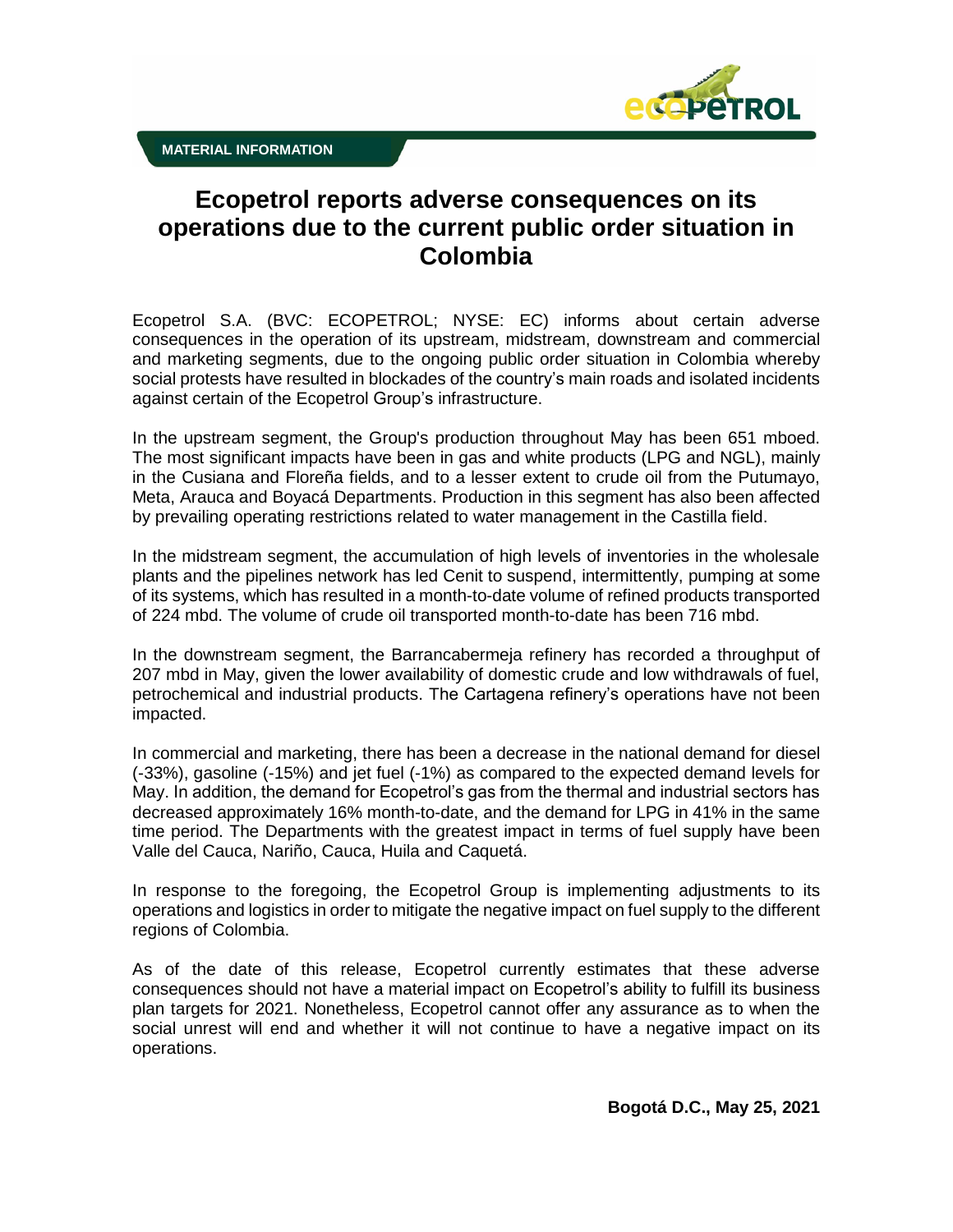MATERIAL INFORMATION

# Ecopetrol reports adverse consequences on its operations due to the current public order situation in Colombia

Ecopetrol S.A. (BVC: ECOPETROL; NYSE: EC) informs about certain adverse consequences in the operation of its upstream, midstream, downstream and commercial and marketing segments, due to the ongoing public order situation in Colombia whereby social protests have resulted in blockades of the country's main roads and isolated incidents against certain of the Ecopetrol Group's infrastructure.

In the upstream segment, the Group's production throughout May has been 651 mboed. The most significant impacts have been in gas and white products (LPG and NGL), mainly in the Cusiana and Floreña fields, and to a lesser extent to crude oil from the Putumayo, Meta, Arauca and Boyacá Departments. Production in this segment has also been affected by prevailing operating restrictions related to water management in the Castilla field.

In the midstream segment, the accumulation of high levels of inventories in the wholesale plants and the pipelines network has led Cenit to suspend, intermittently, pumping at some of its systems, which has resulted in a month-to-date volume of refined products transported of 224 mbd. The volume of crude oil transported month-to-date has been 716 mbd.

In the downstream segment, the Barrancabermeja refinery has recorded a throughput of 207 mbd in May, given the lower availability of domestic crude and low withdrawals of fuel, petrochemical and industrial products. The Cartagena refinery's operations have not been impacted.

In commercial and marketing, there has been a decrease in the national demand for diesel (-33%), gasoline (-15%) and jet fuel (-1%) as compared to the expected demand levels for May. In addition, the demand for Ecopetrol's gas from the thermal and industrial sectors has decreased approximately 16% month-to-date, and the demand for LPG in 41% in the same time period. The Departments with the greatest impact in terms of fuel supply have been Valle del Cauca, Nariño, Cauca, Huila and Caquetá.

In response to the foregoing, the Ecopetrol Group is implementing adjustments to its operations and logistics in order to mitigate the negative impact on fuel supply to the different regions of Colombia.

As of the date of this release, Ecopetrol currently estimates that these adverse consequences should not have a material impact on Ecopetrol's ability to fulfill its business plan targets for 2021. Nonetheless, Ecopetrol cannot offer any assurance as to when the social unrest will end and whether it will not continue to have a negative impact on its operations.

**Bogotá D.C., May 25, 2021**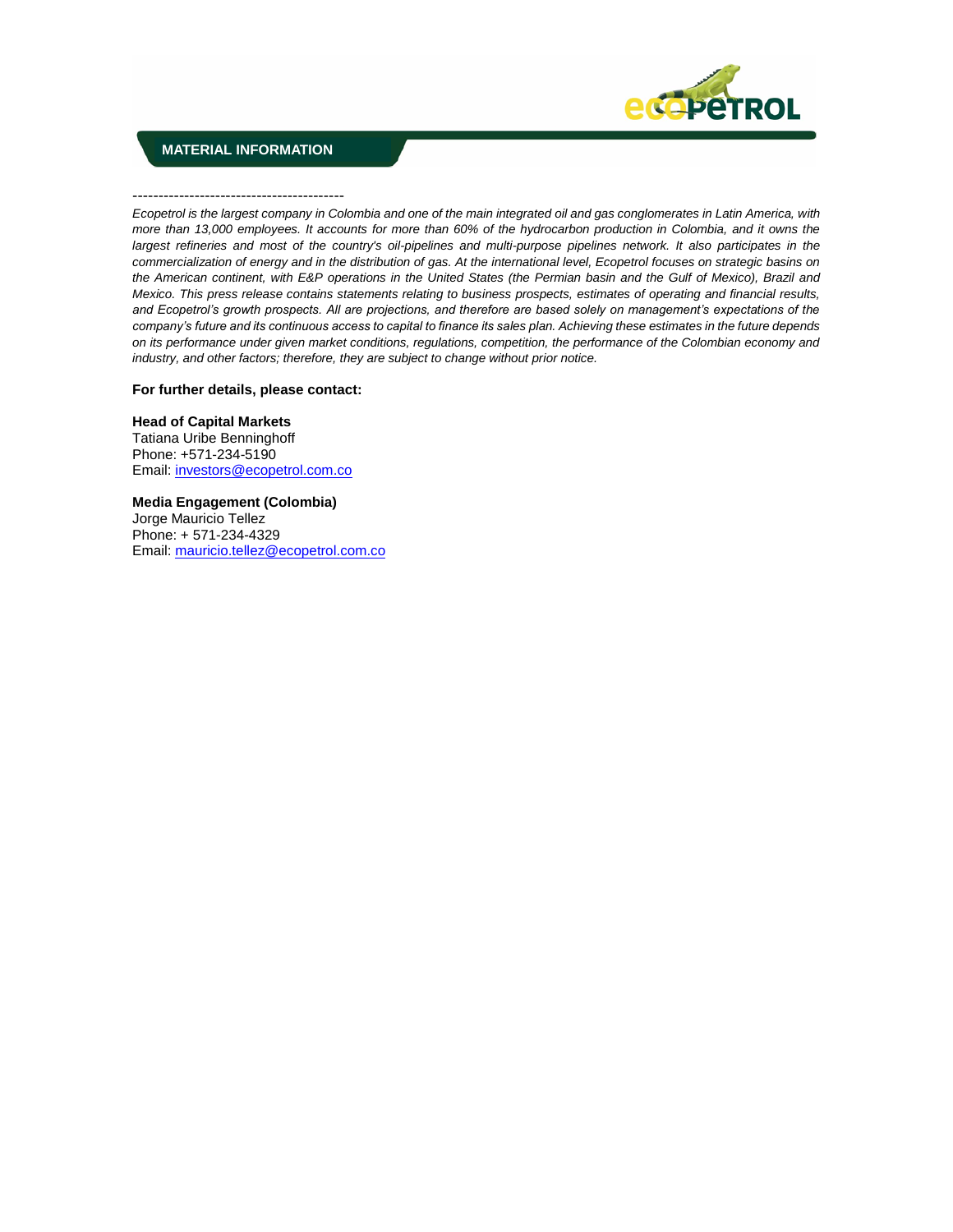## MATERIAL INFORMATION

-----------------------------------------

*Ecopetrol is the largest company in Colombia and one of the main integrated oil and gas conglomerates in Latin America, with more than 13,000 employees. It accounts for more than 60% of the hydrocarbon production in Colombia, and it owns the largest refineries and most of the country's oil-pipelines and multi-purpose pipelines network. It also participates in the commercialization of energy and in the distribution of gas. At the international level, Ecopetrol focuses on strategic basins on the American continent, with E&P operations in the United States (the Permian basin and the Gulf of Mexico), Brazil and Mexico. This press release contains statements relating to business prospects, estimates of operating and financial results, and Ecopetrol's growth prospects. All are projections, and therefore are based solely on management's expectations of the company's future and its continuous access to capital to finance its sales plan. Achieving these estimates in the future depends on its performance under given market conditions, regulations, competition, the performance of the Colombian economy and industry, and other factors; therefore, they are subject to change without prior notice.*

**For further details, please contact:**

**Head of Capital Markets**
Tatiana Uribe Benninghoff
Phone: +571-234-5190
Email: investors@ecopetrol.com.co

**Media Engagement (Colombia)**
Jorge Mauricio Tellez
Phone: + 571-234-4329
Email: mauricio.tellez@ecopetrol.com.co